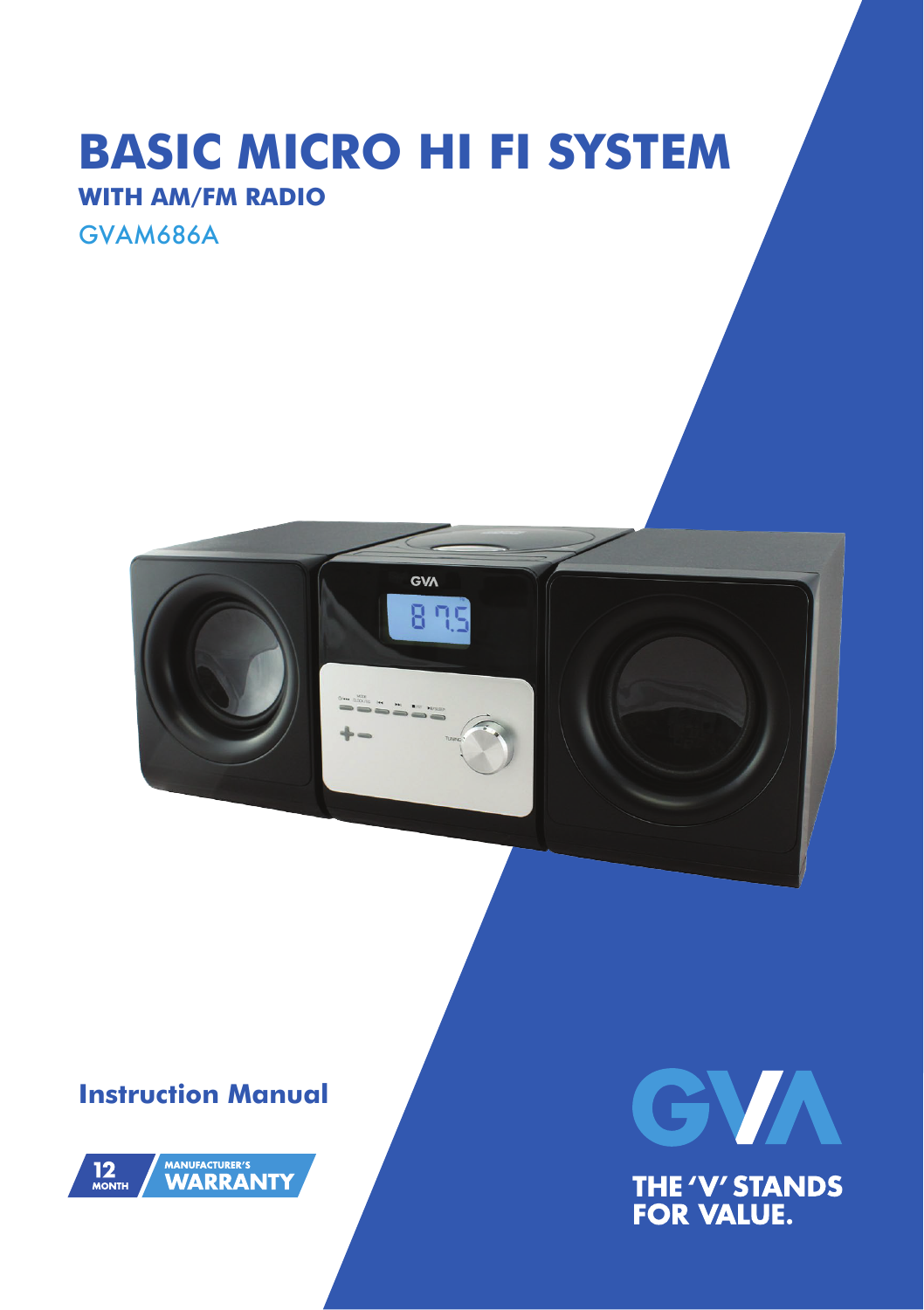# BASIC MICRO HI FI SYSTEM

## WITH AM/FM RADIO

GVAM686A

## Instruction Manual

12 MONTH MANUFACTURER'S WARRANTY

GVA

THE 'V' STANDS FOR VALUE.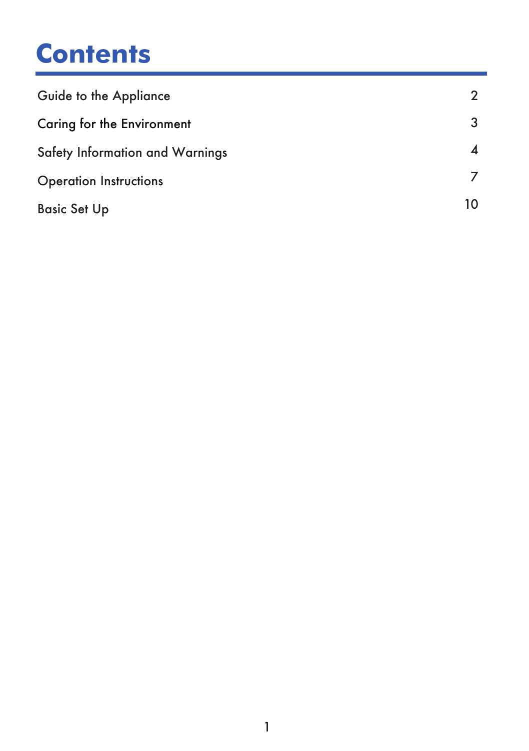# Contents

| | |
|---|---|
| Guide to the Appliance | 2 |
| Caring for the Environment | 3 |
| Safety Information and Warnings | 4 |
| Operation Instructions | 7 |
| Basic Set Up | 10 |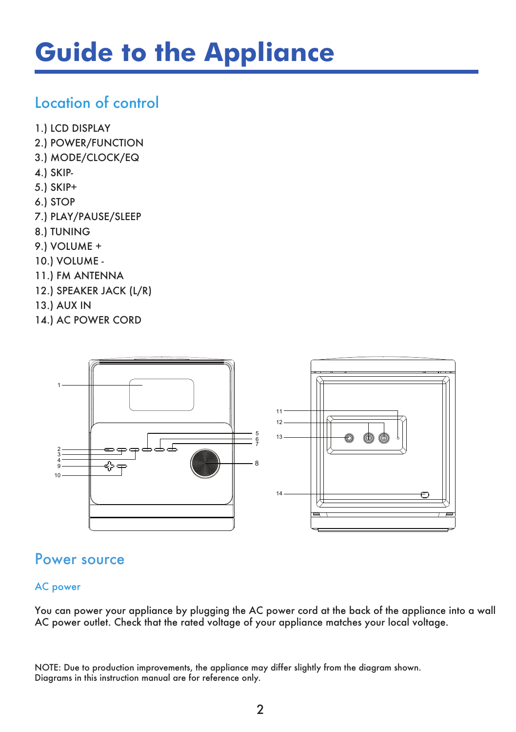# Guide to the Appliance

## Location of control

1.) LCD DISPLAY
2.) POWER/FUNCTION
3.) MODE/CLOCK/EQ
4.) SKIP-
5.) SKIP+
6.) STOP
7.) PLAY/PAUSE/SLEEP
8.) TUNING
9.) VOLUME +
10.) VOLUME -
11.) FM ANTENNA
12.) SPEAKER JACK (L/R)
13.) AUX IN
14.) AC POWER CORD

## Power source

### AC power

You can power your appliance by plugging the AC power cord at the back of the appliance into a wall AC power outlet. Check that the rated voltage of your appliance matches your local voltage.

NOTE: Due to production improvements, the appliance may differ slightly from the diagram shown. Diagrams in this instruction manual are for reference only.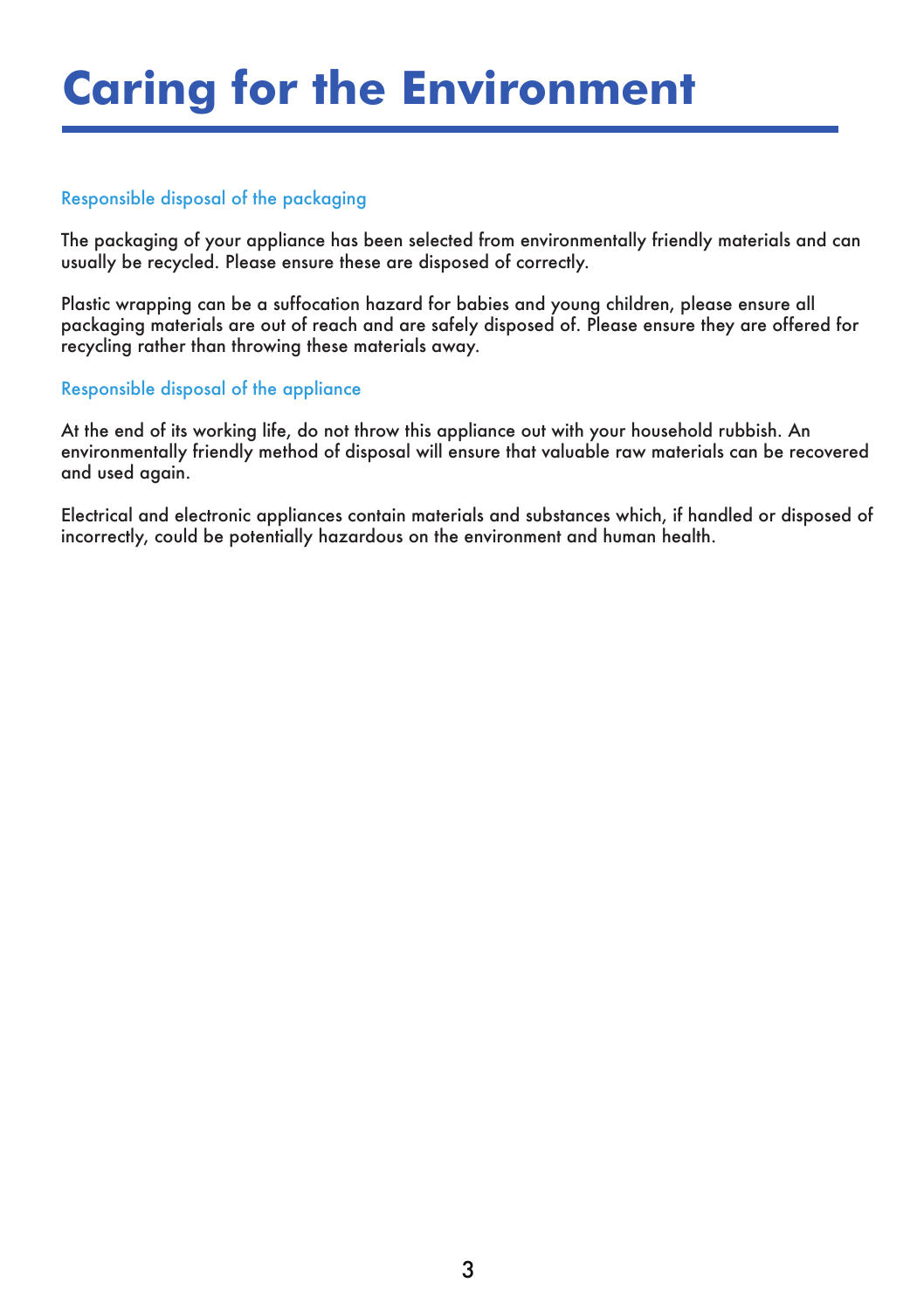# Caring for the Environment

## Responsible disposal of the packaging

The packaging of your appliance has been selected from environmentally friendly materials and can usually be recycled. Please ensure these are disposed of correctly.

Plastic wrapping can be a suffocation hazard for babies and young children, please ensure all packaging materials are out of reach and are safely disposed of. Please ensure they are offered for recycling rather than throwing these materials away.

## Responsible disposal of the appliance

At the end of its working life, do not throw this appliance out with your household rubbish. An environmentally friendly method of disposal will ensure that valuable raw materials can be recovered and used again.

Electrical and electronic appliances contain materials and substances which, if handled or disposed of incorrectly, could be potentially hazardous on the environment and human health.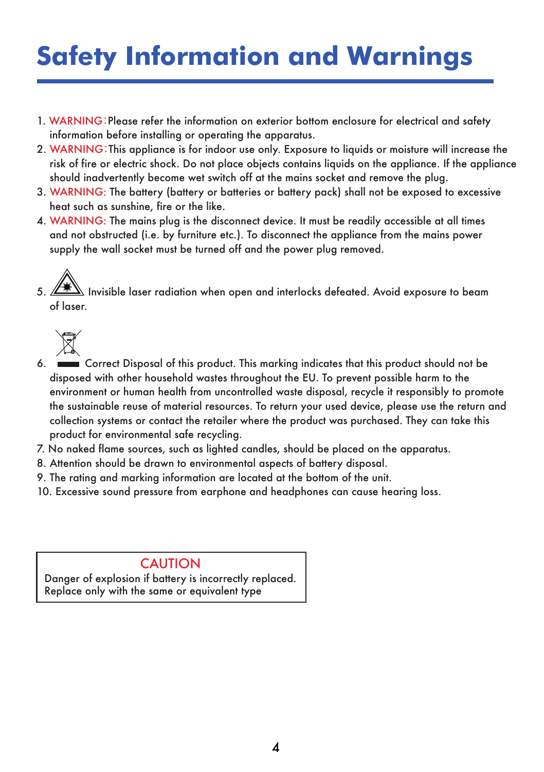# Safety Information and Warnings

1. WARNING:Please refer the information on exterior bottom enclosure for electrical and safety information before installing or operating the apparatus.
2. WARNING:This appliance is for indoor use only. Exposure to liquids or moisture will increase the risk of fire or electric shock. Do not place objects contains liquids on the appliance. If the appliance should inadvertently become wet switch off at the mains socket and remove the plug.
3. WARNING: The battery (battery or batteries or battery pack) shall not be exposed to excessive heat such as sunshine, fire or the like.
4. WARNING: The mains plug is the disconnect device. It must be readily accessible at all times and not obstructed (i.e. by furniture etc.). To disconnect the appliance from the mains power supply the wall socket must be turned off and the power plug removed.
5. Invisible laser radiation when open and interlocks defeated. Avoid exposure to beam of laser.
6. Correct Disposal of this product. This marking indicates that this product should not be disposed with other household wastes throughout the EU. To prevent possible harm to the environment or human health from uncontrolled waste disposal, recycle it responsibly to promote the sustainable reuse of material resources. To return your used device, please use the return and collection systems or contact the retailer where the product was purchased. They can take this product for environmental safe recycling.
7. No naked flame sources, such as lighted candles, should be placed on the apparatus.
8. Attention should be drawn to environmental aspects of battery disposal.
9. The rating and marking information are located at the bottom of the unit.
10. Excessive sound pressure from earphone and headphones can cause hearing loss.

**CAUTION**

Danger of explosion if battery is incorrectly replaced.
Replace only with the same or equivalent type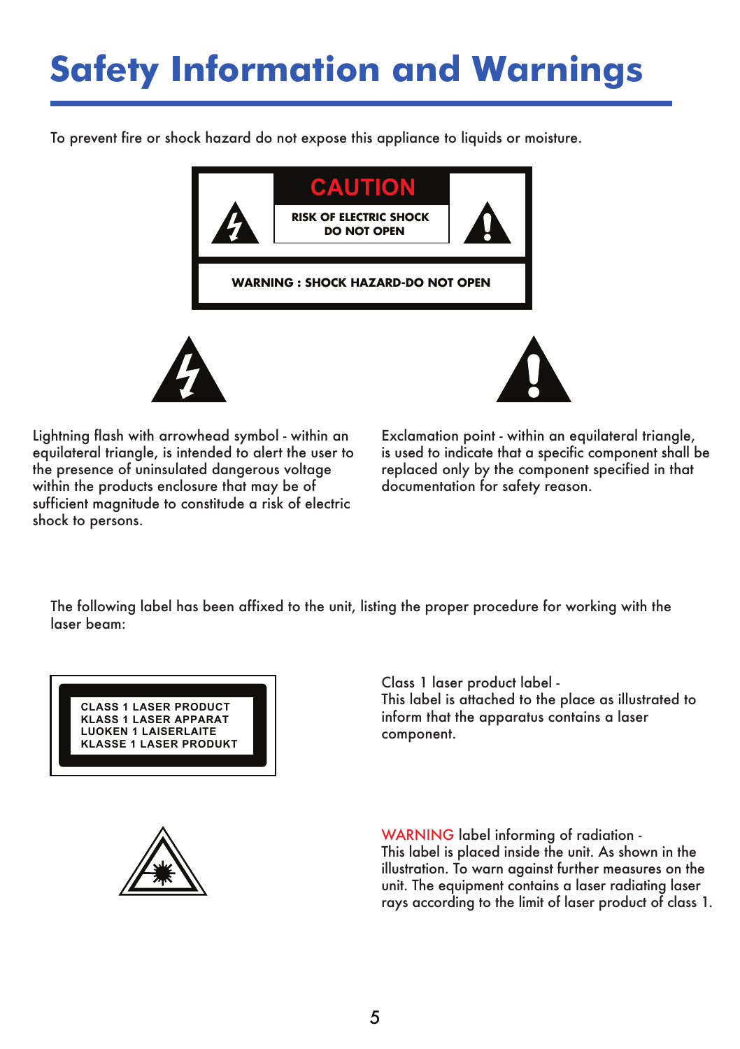# Safety Information and Warnings

To prevent fire or shock hazard do not expose this appliance to liquids or moisture.

**CAUTION**

**RISK OF ELECTRIC SHOCK DO NOT OPEN**

**WARNING : SHOCK HAZARD-DO NOT OPEN**

Lightning flash with arrowhead symbol - within an equilateral triangle, is intended to alert the user to the presence of uninsulated dangerous voltage within the products enclosure that may be of sufficient magnitude to constitude a risk of electric shock to persons.

Exclamation point - within an equilateral triangle, is used to indicate that a specific component shall be replaced only by the component specified in that documentation for safety reason.

The following label has been affixed to the unit, listing the proper procedure for working with the laser beam:

**CLASS 1 LASER PRODUCT**
**KLASS 1 LASER APPARAT**
**LUOKEN 1 LAISERLAITE**
**KLASSE 1 LASER PRODUKT**

Class 1 laser product label -
This label is attached to the place as illustrated to inform that the apparatus contains a laser component.

WARNING label informing of radiation -
This label is placed inside the unit. As shown in the illustration. To warn against further measures on the unit. The equipment contains a laser radiating laser rays according to the limit of laser product of class 1.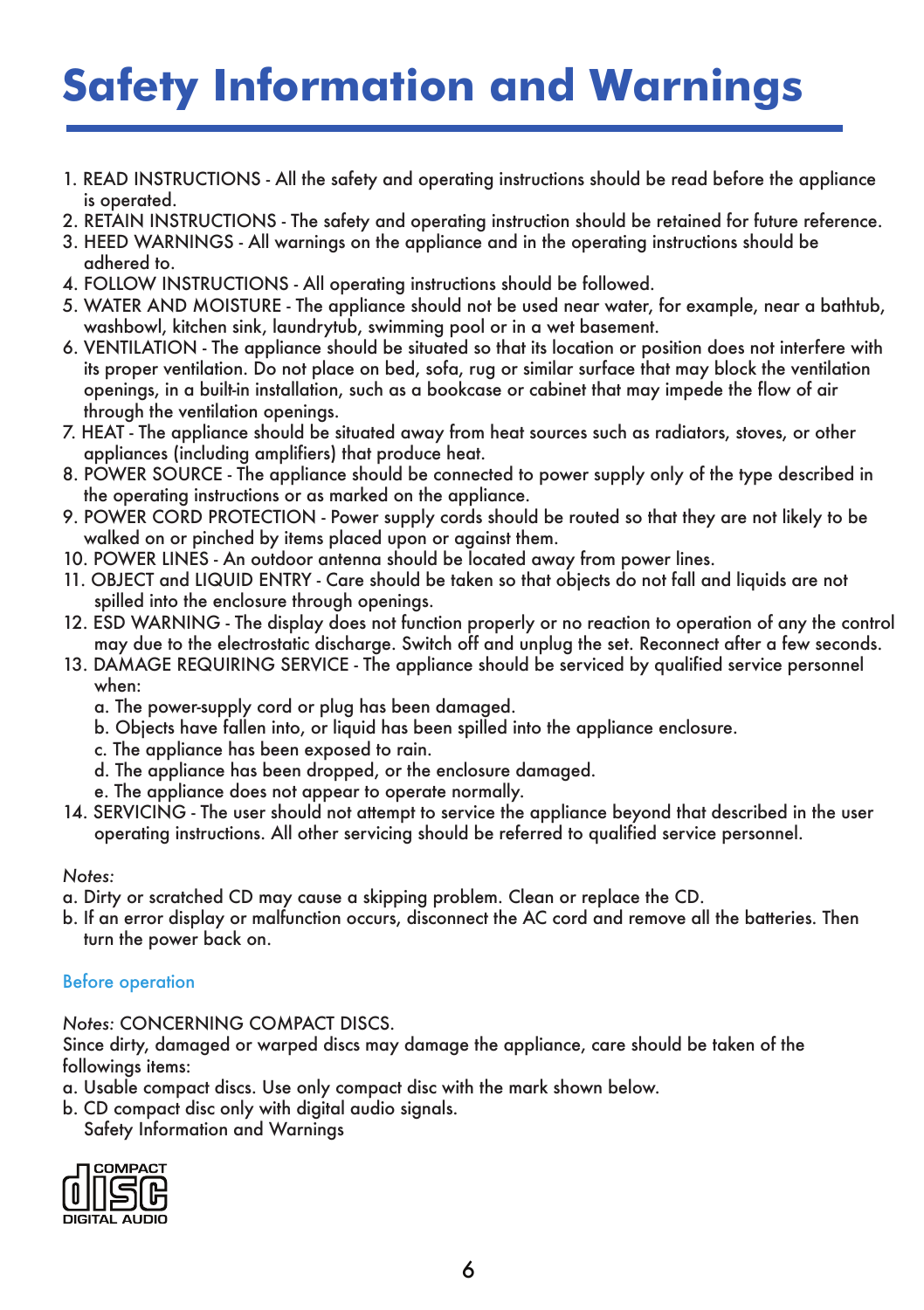# Safety Information and Warnings

1. READ INSTRUCTIONS - All the safety and operating instructions should be read before the appliance is operated.
2. RETAIN INSTRUCTIONS - The safety and operating instruction should be retained for future reference.
3. HEED WARNINGS - All warnings on the appliance and in the operating instructions should be adhered to.
4. FOLLOW INSTRUCTIONS - All operating instructions should be followed.
5. WATER AND MOISTURE - The appliance should not be used near water, for example, near a bathtub, washbowl, kitchen sink, laundrytub, swimming pool or in a wet basement.
6. VENTILATION - The appliance should be situated so that its location or position does not interfere with its proper ventilation. Do not place on bed, sofa, rug or similar surface that may block the ventilation openings, in a built-in installation, such as a bookcase or cabinet that may impede the flow of air through the ventilation openings.
7. HEAT - The appliance should be situated away from heat sources such as radiators, stoves, or other appliances (including amplifiers) that produce heat.
8. POWER SOURCE - The appliance should be connected to power supply only of the type described in the operating instructions or as marked on the appliance.
9. POWER CORD PROTECTION - Power supply cords should be routed so that they are not likely to be walked on or pinched by items placed upon or against them.
10. POWER LINES - An outdoor antenna should be located away from power lines.
11. OBJECT and LIQUID ENTRY - Care should be taken so that objects do not fall and liquids are not spilled into the enclosure through openings.
12. ESD WARNING - The display does not function properly or no reaction to operation of any the control may due to the electrostatic discharge. Switch off and unplug the set. Reconnect after a few seconds.
13. DAMAGE REQUIRING SERVICE - The appliance should be serviced by qualified service personnel when:
    a. The power-supply cord or plug has been damaged.
    b. Objects have fallen into, or liquid has been spilled into the appliance enclosure.
    c. The appliance has been exposed to rain.
    d. The appliance has been dropped, or the enclosure damaged.
    e. The appliance does not appear to operate normally.
14. SERVICING - The user should not attempt to service the appliance beyond that described in the user operating instructions. All other servicing should be referred to qualified service personnel.

*Notes:*

a. Dirty or scratched CD may cause a skipping problem. Clean or replace the CD.
b. If an error display or malfunction occurs, disconnect the AC cord and remove all the batteries. Then turn the power back on.

## Before operation

*Notes:* CONCERNING COMPACT DISCS.

Since dirty, damaged or warped discs may damage the appliance, care should be taken of the followings items:

a. Usable compact discs. Use only compact disc with the mark shown below.
b. CD compact disc only with digital audio signals.
   Safety Information and Warnings

COMPACT disc DIGITAL AUDIO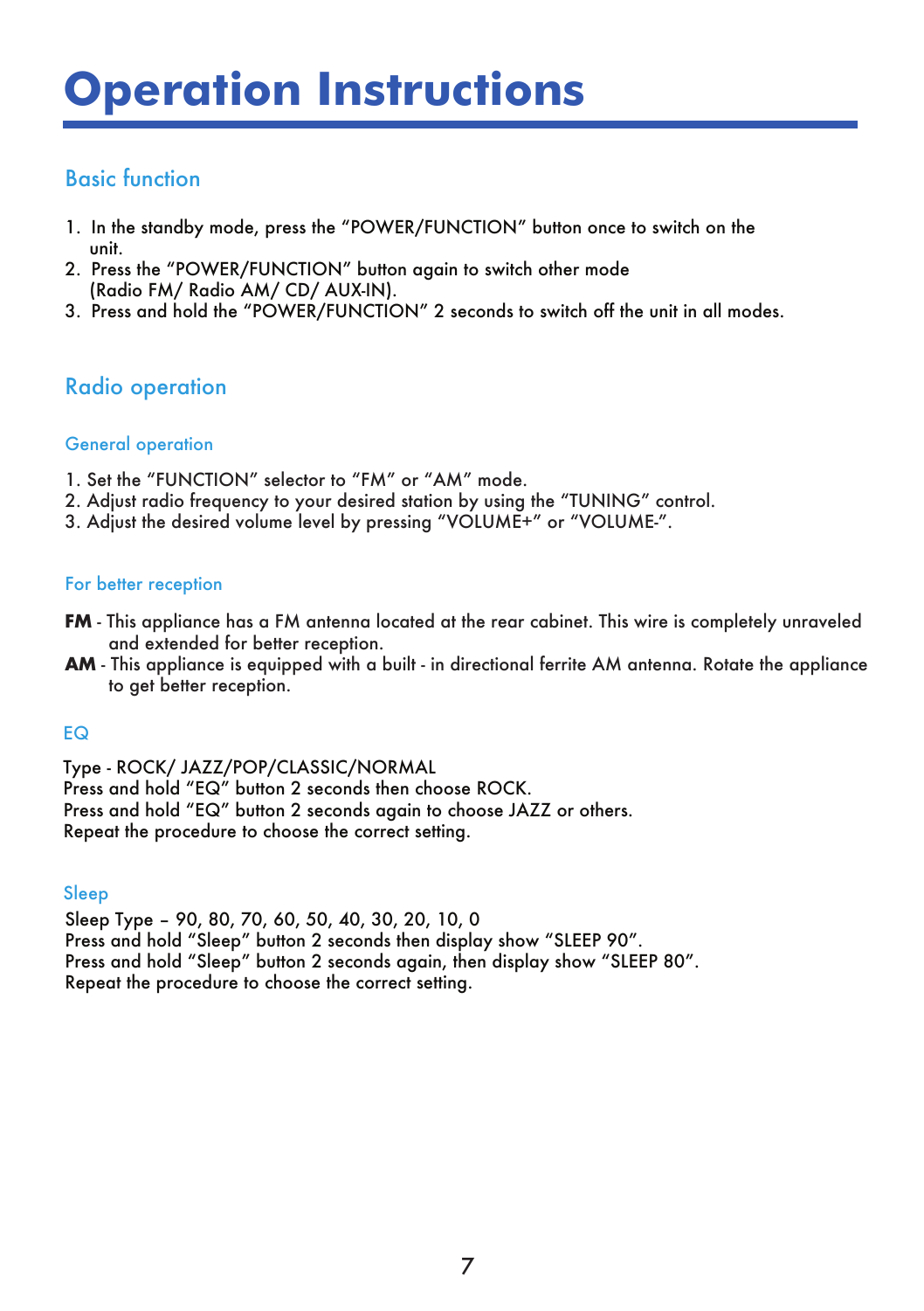# Operation Instructions

## Basic function

1. In the standby mode, press the “POWER/FUNCTION” button once to switch on the unit.
2. Press the “POWER/FUNCTION” button again to switch other mode (Radio FM/ Radio AM/ CD/ AUX-IN).
3. Press and hold the “POWER/FUNCTION” 2 seconds to switch off the unit in all modes.

## Radio operation

### General operation

1. Set the “FUNCTION” selector to “FM” or “AM” mode.
2. Adjust radio frequency to your desired station by using the “TUNING” control.
3. Adjust the desired volume level by pressing “VOLUME+” or “VOLUME-”.

### For better reception

**FM** - This appliance has a FM antenna located at the rear cabinet. This wire is completely unraveled and extended for better reception.

**AM** - This appliance is equipped with a built - in directional ferrite AM antenna. Rotate the appliance to get better reception.

### EQ

Type - ROCK/ JAZZ/POP/CLASSIC/NORMAL
Press and hold “EQ” button 2 seconds then choose ROCK.
Press and hold “EQ” button 2 seconds again to choose JAZZ or others.
Repeat the procedure to choose the correct setting.

### Sleep

Sleep Type – 90, 80, 70, 60, 50, 40, 30, 20, 10, 0
Press and hold “Sleep” button 2 seconds then display show “SLEEP 90”.
Press and hold “Sleep” button 2 seconds again, then display show “SLEEP 80”.
Repeat the procedure to choose the correct setting.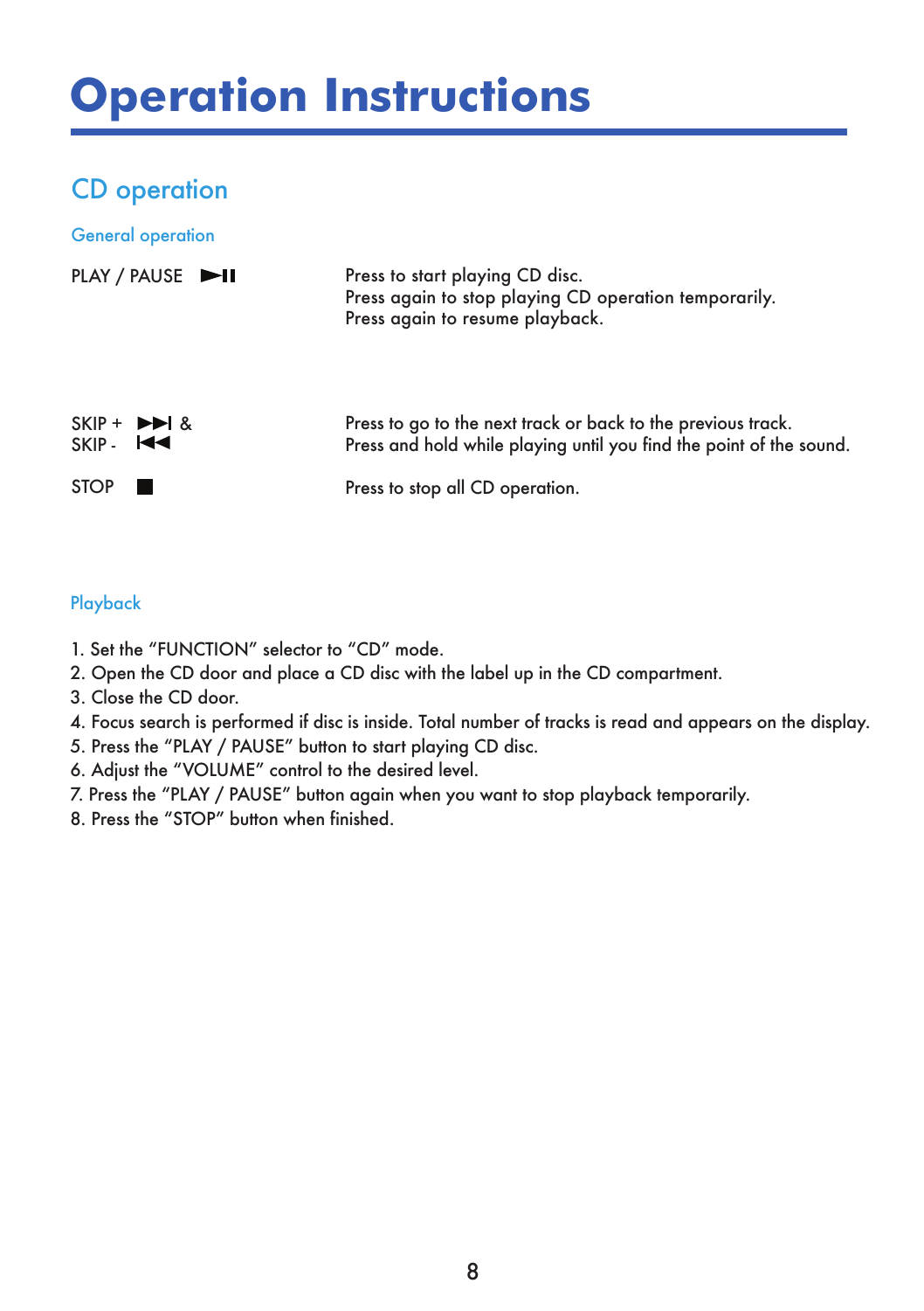# Operation Instructions

## CD operation

### General operation

| | |
|---|---|
| PLAY / PAUSE ►II | Press to start playing CD disc.<br>Press again to stop playing CD operation temporarily.<br>Press again to resume playback. |
| SKIP + ►►I &<br>SKIP - I◄◄ | Press to go to the next track or back to the previous track.<br>Press and hold while playing until you find the point of the sound. |
| STOP ■ | Press to stop all CD operation. |

### Playback

1. Set the “FUNCTION” selector to “CD” mode.
2. Open the CD door and place a CD disc with the label up in the CD compartment.
3. Close the CD door.
4. Focus search is performed if disc is inside. Total number of tracks is read and appears on the display.
5. Press the “PLAY / PAUSE” button to start playing CD disc.
6. Adjust the “VOLUME” control to the desired level.
7. Press the “PLAY / PAUSE” button again when you want to stop playback temporarily.
8. Press the “STOP” button when finished.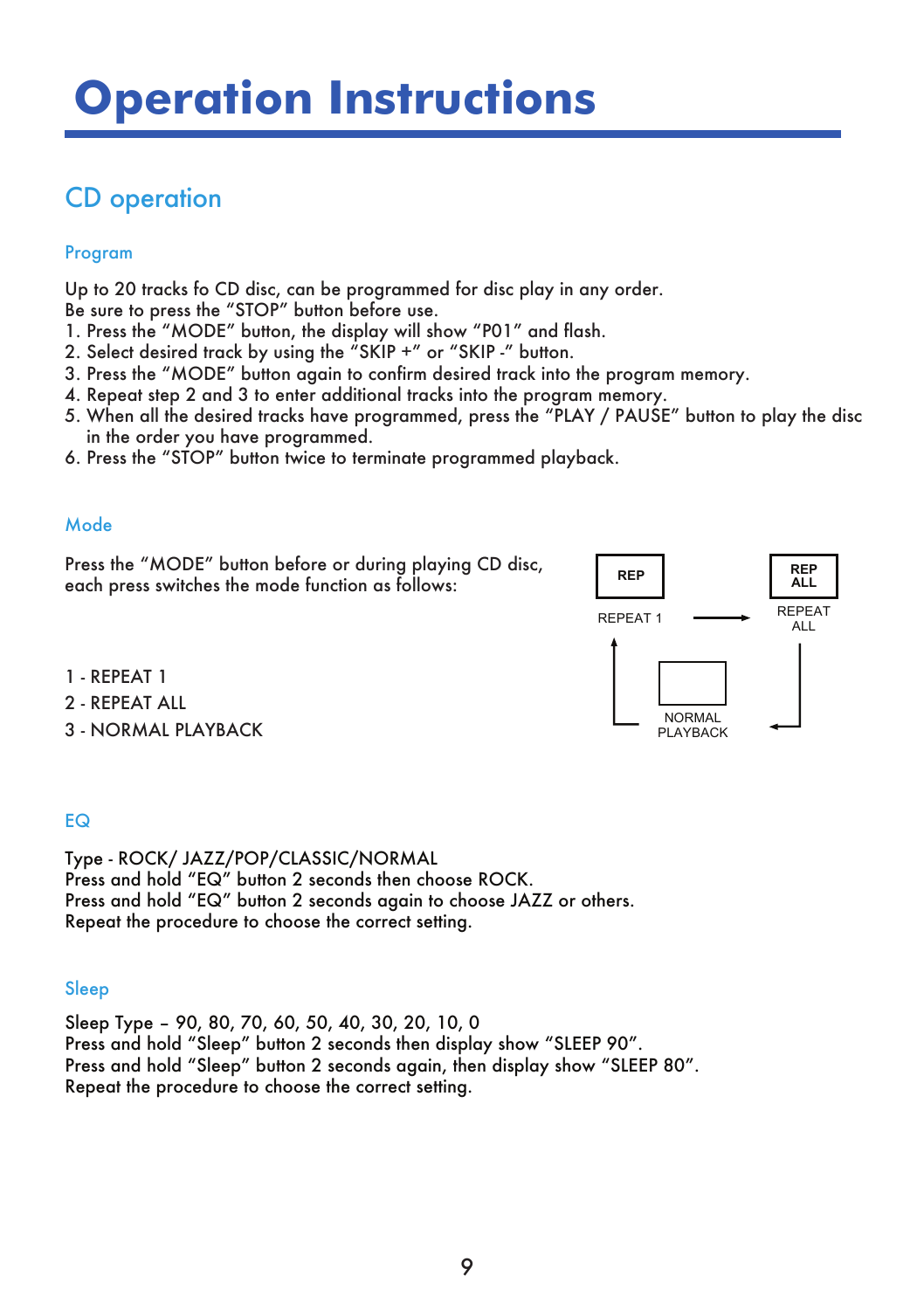# Operation Instructions

## CD operation

### Program

Up to 20 tracks fo CD disc, can be programmed for disc play in any order.
Be sure to press the "STOP" button before use.

1. Press the "MODE" button, the display will show "P01" and flash.
2. Select desired track by using the "SKIP +" or "SKIP -" button.
3. Press the "MODE" button again to confirm desired track into the program memory.
4. Repeat step 2 and 3 to enter additional tracks into the program memory.
5. When all the desired tracks have programmed, press the "PLAY / PAUSE" button to play the disc in the order you have programmed.
6. Press the "STOP" button twice to terminate programmed playback.

### Mode

Press the "MODE" button before or during playing CD disc, each press switches the mode function as follows:

REP — REPEAT 1 → REP ALL — REPEAT ALL → NORMAL PLAYBACK → REPEAT 1

1 - REPEAT 1
2 - REPEAT ALL
3 - NORMAL PLAYBACK

### EQ

Type - ROCK/ JAZZ/POP/CLASSIC/NORMAL
Press and hold "EQ" button 2 seconds then choose ROCK.
Press and hold "EQ" button 2 seconds again to choose JAZZ or others.
Repeat the procedure to choose the correct setting.

### Sleep

Sleep Type – 90, 80, 70, 60, 50, 40, 30, 20, 10, 0
Press and hold "Sleep" button 2 seconds then display show "SLEEP 90".
Press and hold "Sleep" button 2 seconds again, then display show "SLEEP 80".
Repeat the procedure to choose the correct setting.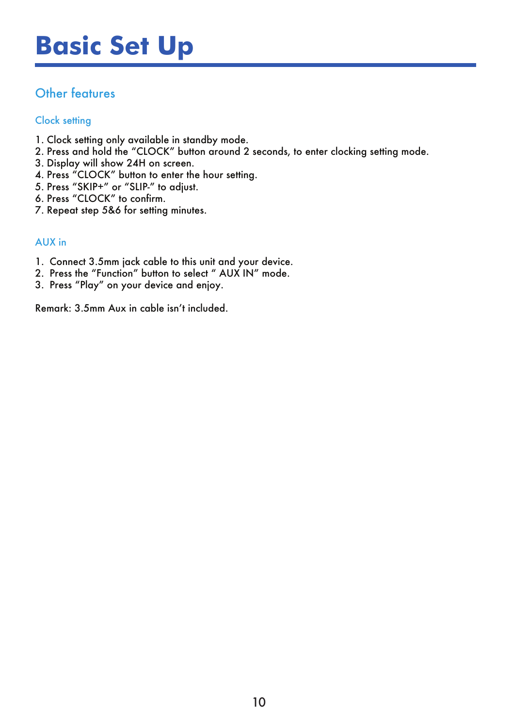# Basic Set Up

## Other features

### Clock setting

1. Clock setting only available in standby mode.
2. Press and hold the "CLOCK" button around 2 seconds, to enter clocking setting mode.
3. Display will show 24H on screen.
4. Press "CLOCK" button to enter the hour setting.
5. Press "SKIP+" or "SLIP-" to adjust.
6. Press "CLOCK" to confirm.
7. Repeat step 5&6 for setting minutes.

### AUX in

1. Connect 3.5mm jack cable to this unit and your device.
2. Press the "Function" button to select " AUX IN" mode.
3. Press "Play" on your device and enjoy.

Remark: 3.5mm Aux in cable isn't included.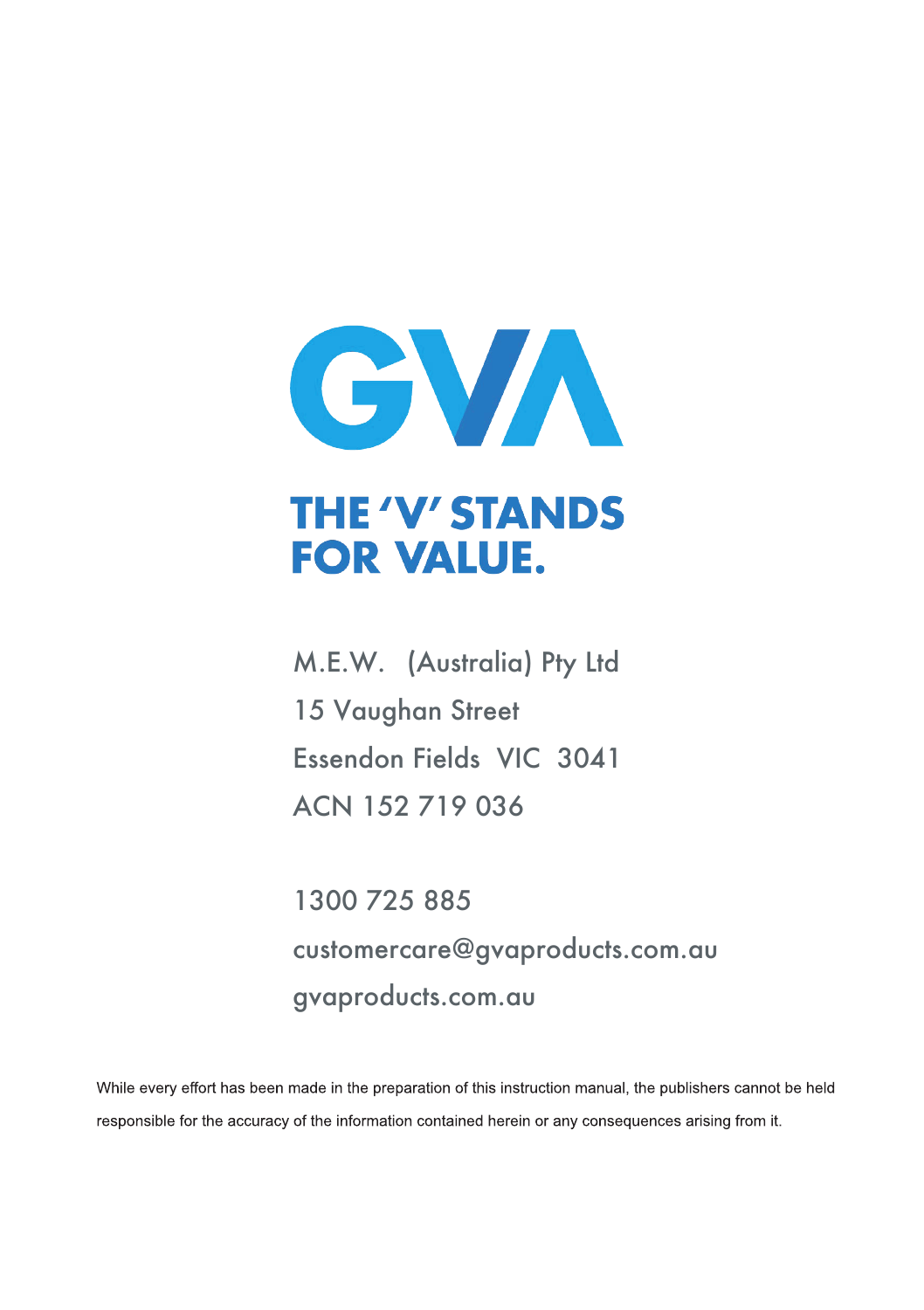GVA

**THE 'V' STANDS FOR VALUE.**

M.E.W. (Australia) Pty Ltd
15 Vaughan Street
Essendon Fields VIC 3041
ACN 152 719 036

1300 725 885
customercare@gvaproducts.com.au
gvaproducts.com.au

While every effort has been made in the preparation of this instruction manual, the publishers cannot be held responsible for the accuracy of the information contained herein or any consequences arising from it.